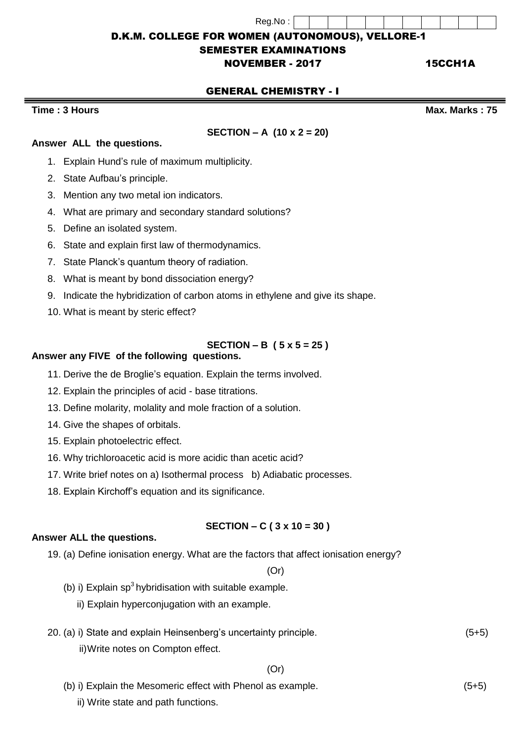Reg.No :

# D.K.M. COLLEGE FOR WOMEN (AUTONOMOUS), VELLORE-1

## SEMESTER EXAMINATIONS

**NOVEMBER - 2017** **15CCH1A**

## GENERAL CHEMISTRY - I

**Time : 3 Hours** **Max. Marks : 75**

### SECTION – A (10 x 2 = 20)

**Answer ALL the questions.**

1. Explain Hund's rule of maximum multiplicity.
2. State Aufbau's principle.
3. Mention any two metal ion indicators.
4. What are primary and secondary standard solutions?
5. Define an isolated system.
6. State and explain first law of thermodynamics.
7. State Planck's quantum theory of radiation.
8. What is meant by bond dissociation energy?
9. Indicate the hybridization of carbon atoms in ethylene and give its shape.
10. What is meant by steric effect?

### SECTION – B ( 5 x 5 = 25 )

**Answer any FIVE of the following questions.**

11. Derive the de Broglie's equation. Explain the terms involved.
12. Explain the principles of acid - base titrations.
13. Define molarity, molality and mole fraction of a solution.
14. Give the shapes of orbitals.
15. Explain photoelectric effect.
16. Why trichloroacetic acid is more acidic than acetic acid?
17. Write brief notes on a) Isothermal process b) Adiabatic processes.
18. Explain Kirchoff's equation and its significance.

### SECTION – C ( 3 x 10 = 30 )

**Answer ALL the questions.**

19. (a) Define ionisation energy. What are the factors that affect ionisation energy?

(Or)

(b) i) Explain $sp^3$ hybridisation with suitable example.

ii) Explain hyperconjugation with an example.

20. (a) i) State and explain Heinsenberg's uncertainty principle. (5+5)

ii) Write notes on Compton effect.

(Or)

(b) i) Explain the Mesomeric effect with Phenol as example. (5+5)

ii) Write state and path functions.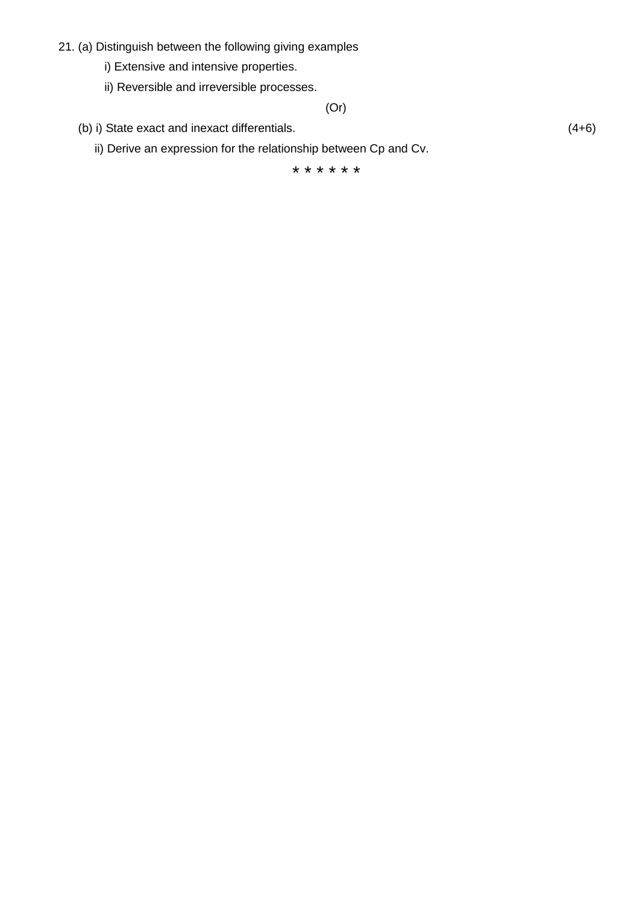21. (a) Distinguish between the following giving examples

i) Extensive and intensive properties.

ii) Reversible and irreversible processes.

(Or)

(b) i) State exact and inexact differentials. (4+6)

ii) Derive an expression for the relationship between Cp and Cv.

* * * * * *